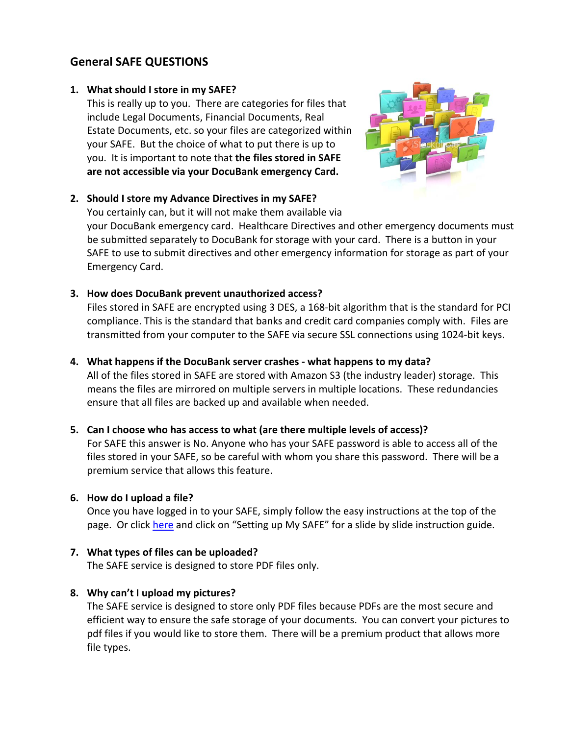## General SAFE QUESTIONS

1. **What should I store in my SAFE?**
   This is really up to you. There are categories for files that include Legal Documents, Financial Documents, Real Estate Documents, etc. so your files are categorized within your SAFE. But the choice of what to put there is up to you. It is important to note that **the files stored in SAFE are not accessible via your DocuBank emergency Card.**

2. **Should I store my Advance Directives in my SAFE?**
   You certainly can, but it will not make them available via your DocuBank emergency card. Healthcare Directives and other emergency documents must be submitted separately to DocuBank for storage with your card. There is a button in your SAFE to use to submit directives and other emergency information for storage as part of your Emergency Card.

3. **How does DocuBank prevent unauthorized access?**
   Files stored in SAFE are encrypted using 3 DES, a 168-bit algorithm that is the standard for PCI compliance. This is the standard that banks and credit card companies comply with. Files are transmitted from your computer to the SAFE via secure SSL connections using 1024-bit keys.

4. **What happens if the DocuBank server crashes - what happens to my data?**
   All of the files stored in SAFE are stored with Amazon S3 (the industry leader) storage. This means the files are mirrored on multiple servers in multiple locations. These redundancies ensure that all files are backed up and available when needed.

5. **Can I choose who has access to what (are there multiple levels of access)?**
   For SAFE this answer is No. Anyone who has your SAFE password is able to access all of the files stored in your SAFE, so be careful with whom you share this password. There will be a premium service that allows this feature.

6. **How do I upload a file?**
   Once you have logged in to your SAFE, simply follow the easy instructions at the top of the page. Or click here and click on "Setting up My SAFE" for a slide by slide instruction guide.

7. **What types of files can be uploaded?**
   The SAFE service is designed to store PDF files only.

8. **Why can't I upload my pictures?**
   The SAFE service is designed to store only PDF files because PDFs are the most secure and efficient way to ensure the safe storage of your documents. You can convert your pictures to pdf files if you would like to store them. There will be a premium product that allows more file types.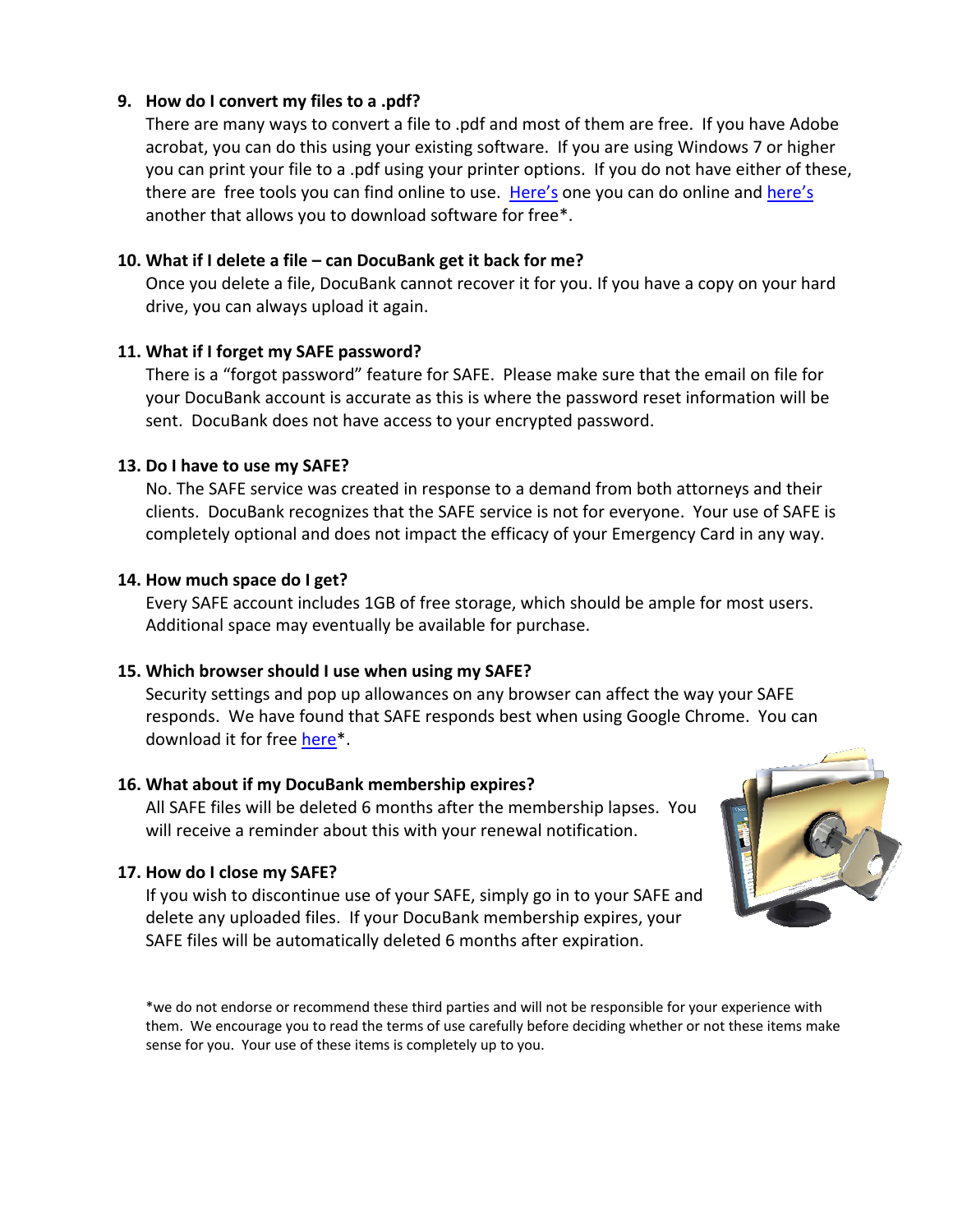9. **How do I convert my files to a .pdf?**

   There are many ways to convert a file to .pdf and most of them are free. If you have Adobe acrobat, you can do this using your existing software. If you are using Windows 7 or higher you can print your file to a .pdf using your printer options. If you do not have either of these, there are free tools you can find online to use. Here's one you can do online and here's another that allows you to download software for free*.

10. **What if I delete a file – can DocuBank get it back for me?**

    Once you delete a file, DocuBank cannot recover it for you. If you have a copy on your hard drive, you can always upload it again.

11. **What if I forget my SAFE password?**

    There is a "forgot password" feature for SAFE. Please make sure that the email on file for your DocuBank account is accurate as this is where the password reset information will be sent. DocuBank does not have access to your encrypted password.

13. **Do I have to use my SAFE?**

    No. The SAFE service was created in response to a demand from both attorneys and their clients. DocuBank recognizes that the SAFE service is not for everyone. Your use of SAFE is completely optional and does not impact the efficacy of your Emergency Card in any way.

14. **How much space do I get?**

    Every SAFE account includes 1GB of free storage, which should be ample for most users. Additional space may eventually be available for purchase.

15. **Which browser should I use when using my SAFE?**

    Security settings and pop up allowances on any browser can affect the way your SAFE responds. We have found that SAFE responds best when using Google Chrome. You can download it for free here*.

16. **What about if my DocuBank membership expires?**

    All SAFE files will be deleted 6 months after the membership lapses. You will receive a reminder about this with your renewal notification.

17. **How do I close my SAFE?**

    If you wish to discontinue use of your SAFE, simply go in to your SAFE and delete any uploaded files. If your DocuBank membership expires, your SAFE files will be automatically deleted 6 months after expiration.

*we do not endorse or recommend these third parties and will not be responsible for your experience with them. We encourage you to read the terms of use carefully before deciding whether or not these items make sense for you. Your use of these items is completely up to you.